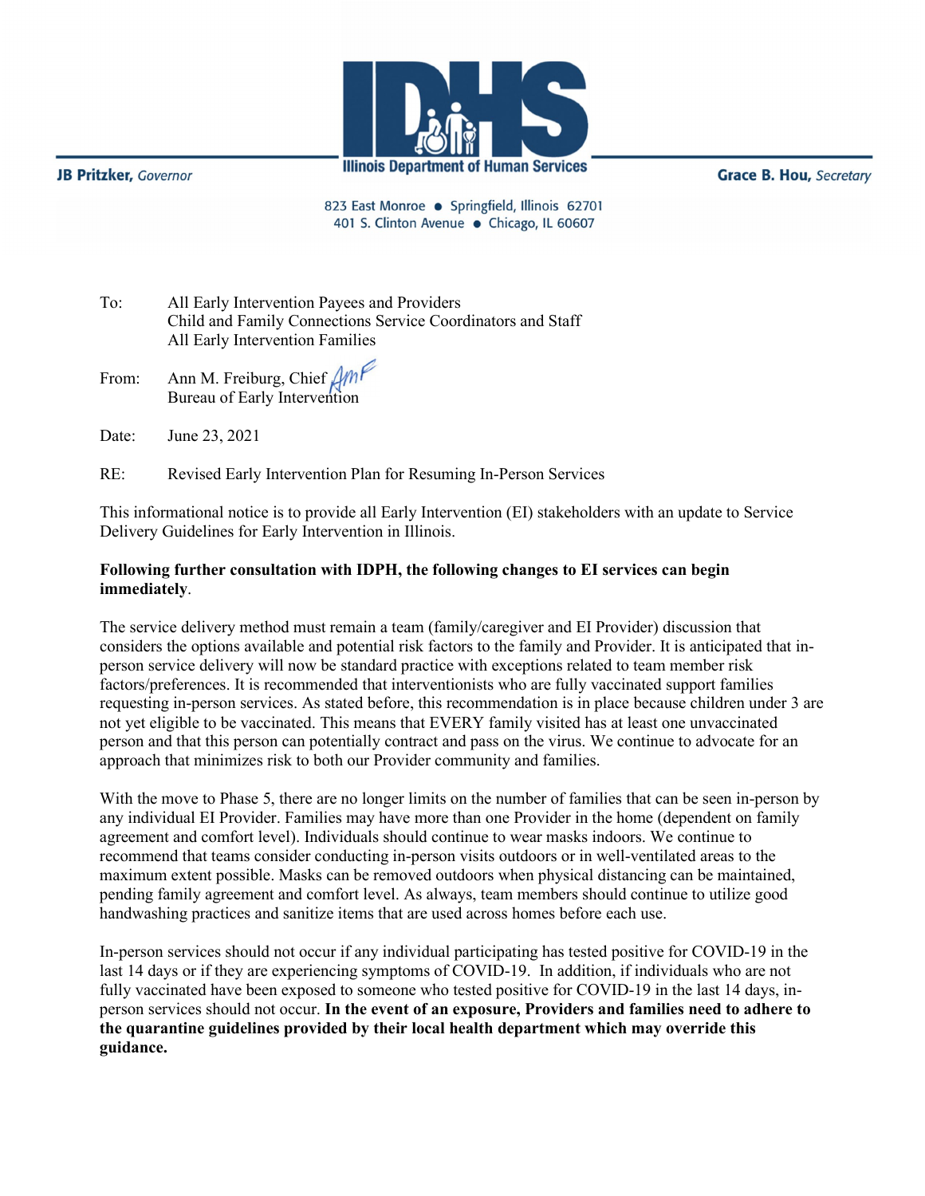JB Pritzker, *Governor*

**Illinois Department of Human Services**

Grace B. Hou, *Secretary*

823 East Monroe ● Springfield, Illinois 62701
401 S. Clinton Avenue ● Chicago, IL 60607

To: All Early Intervention Payees and Providers
Child and Family Connections Service Coordinators and Staff
All Early Intervention Families

From: Ann M. Freiburg, Chief
Bureau of Early Intervention

Date: June 23, 2021

RE: Revised Early Intervention Plan for Resuming In-Person Services

This informational notice is to provide all Early Intervention (EI) stakeholders with an update to Service Delivery Guidelines for Early Intervention in Illinois.

**Following further consultation with IDPH, the following changes to EI services can begin immediately**.

The service delivery method must remain a team (family/caregiver and EI Provider) discussion that considers the options available and potential risk factors to the family and Provider. It is anticipated that in-person service delivery will now be standard practice with exceptions related to team member risk factors/preferences. It is recommended that interventionists who are fully vaccinated support families requesting in-person services. As stated before, this recommendation is in place because children under 3 are not yet eligible to be vaccinated. This means that EVERY family visited has at least one unvaccinated person and that this person can potentially contract and pass on the virus. We continue to advocate for an approach that minimizes risk to both our Provider community and families.

With the move to Phase 5, there are no longer limits on the number of families that can be seen in-person by any individual EI Provider. Families may have more than one Provider in the home (dependent on family agreement and comfort level). Individuals should continue to wear masks indoors. We continue to recommend that teams consider conducting in-person visits outdoors or in well-ventilated areas to the maximum extent possible. Masks can be removed outdoors when physical distancing can be maintained, pending family agreement and comfort level. As always, team members should continue to utilize good handwashing practices and sanitize items that are used across homes before each use.

In-person services should not occur if any individual participating has tested positive for COVID-19 in the last 14 days or if they are experiencing symptoms of COVID-19. In addition, if individuals who are not fully vaccinated have been exposed to someone who tested positive for COVID-19 in the last 14 days, in-person services should not occur. **In the event of an exposure, Providers and families need to adhere to the quarantine guidelines provided by their local health department which may override this guidance.**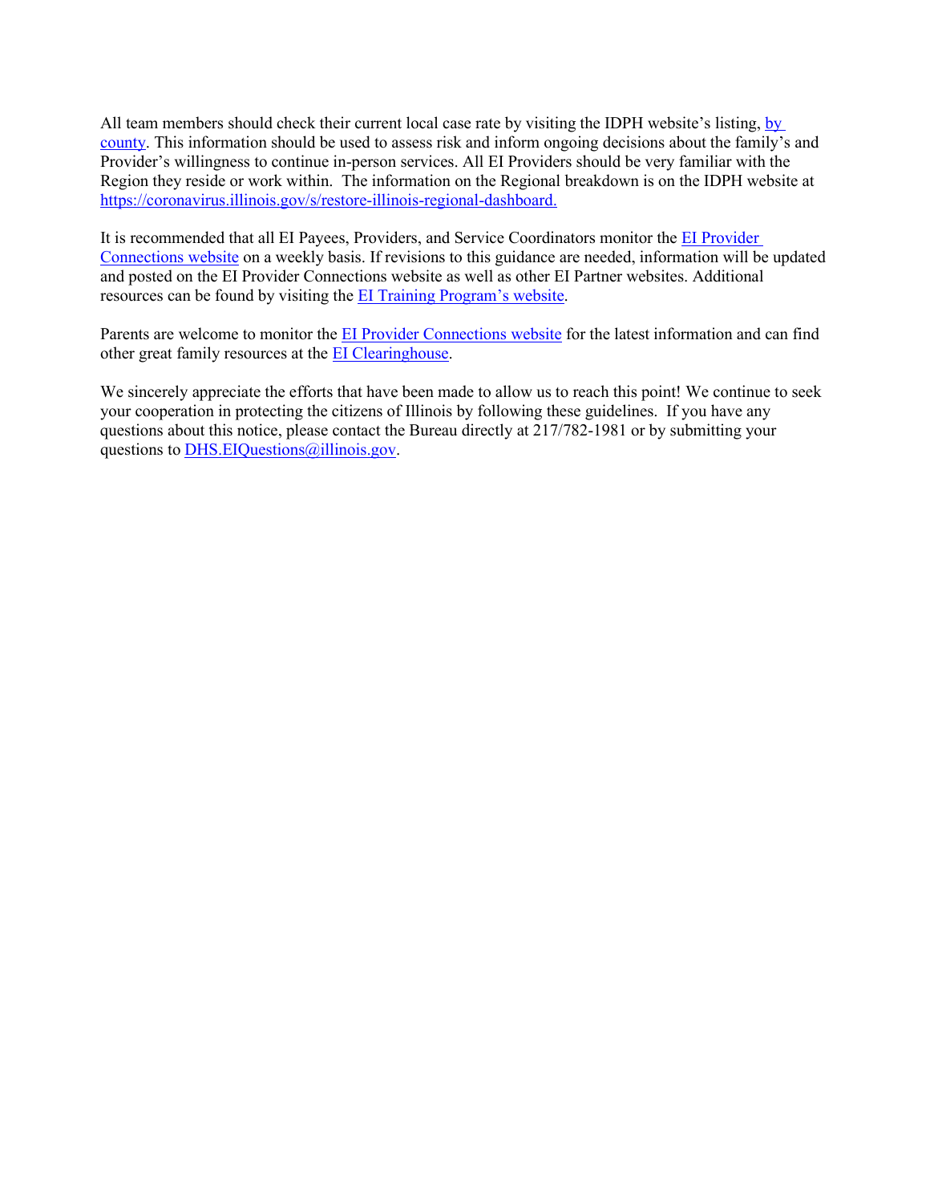All team members should check their current local case rate by visiting the IDPH website's listing, by county. This information should be used to assess risk and inform ongoing decisions about the family's and Provider's willingness to continue in-person services. All EI Providers should be very familiar with the Region they reside or work within. The information on the Regional breakdown is on the IDPH website at https://coronavirus.illinois.gov/s/restore-illinois-regional-dashboard.

It is recommended that all EI Payees, Providers, and Service Coordinators monitor the EI Provider Connections website on a weekly basis. If revisions to this guidance are needed, information will be updated and posted on the EI Provider Connections website as well as other EI Partner websites. Additional resources can be found by visiting the EI Training Program's website.

Parents are welcome to monitor the EI Provider Connections website for the latest information and can find other great family resources at the EI Clearinghouse.

We sincerely appreciate the efforts that have been made to allow us to reach this point! We continue to seek your cooperation in protecting the citizens of Illinois by following these guidelines. If you have any questions about this notice, please contact the Bureau directly at 217/782-1981 or by submitting your questions to DHS.EIQuestions@illinois.gov.